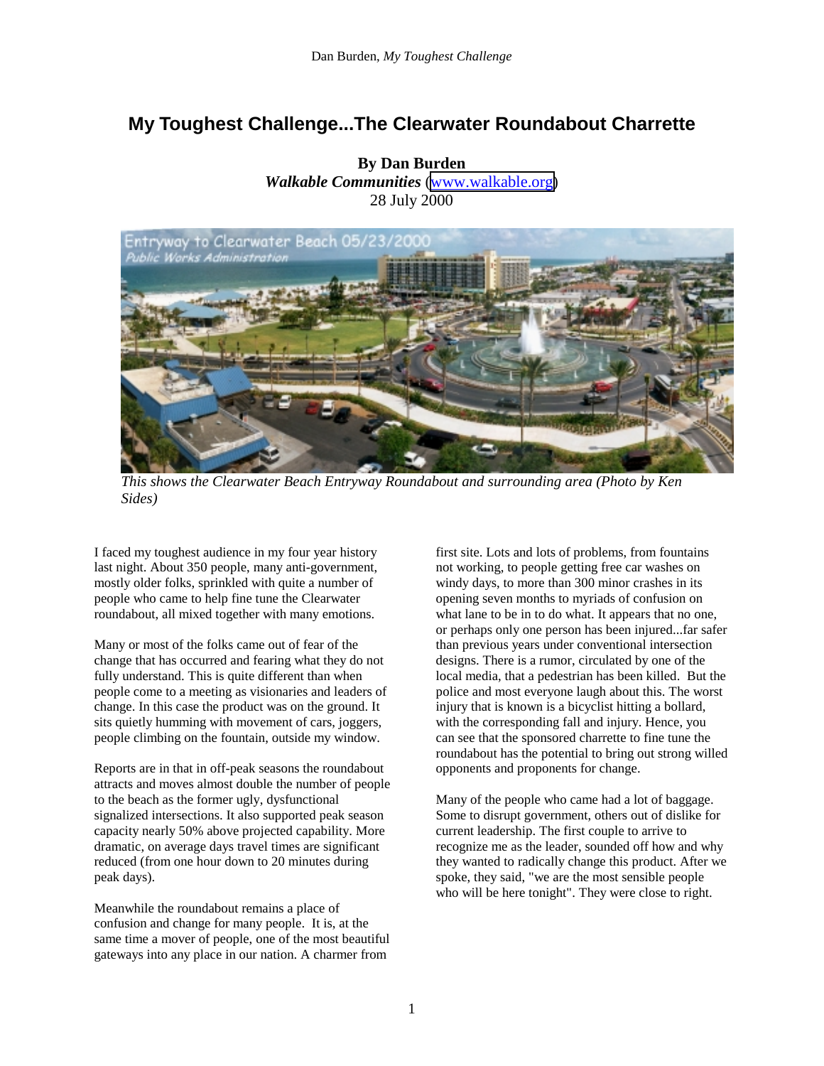# My Toughest Challenge...The Clearwater Roundabout Charrette

**By Dan Burden**
***Walkable Communities*** (www.walkable.org)
28 July 2000

*This shows the Clearwater Beach Entryway Roundabout and surrounding area (Photo by Ken Sides)*

I faced my toughest audience in my four year history last night. About 350 people, many anti-government, mostly older folks, sprinkled with quite a number of people who came to help fine tune the Clearwater roundabout, all mixed together with many emotions.

Many or most of the folks came out of fear of the change that has occurred and fearing what they do not fully understand. This is quite different than when people come to a meeting as visionaries and leaders of change. In this case the product was on the ground. It sits quietly humming with movement of cars, joggers, people climbing on the fountain, outside my window.

Reports are in that in off-peak seasons the roundabout attracts and moves almost double the number of people to the beach as the former ugly, dysfunctional signalized intersections. It also supported peak season capacity nearly 50% above projected capability. More dramatic, on average days travel times are significant reduced (from one hour down to 20 minutes during peak days).

Meanwhile the roundabout remains a place of confusion and change for many people. It is, at the same time a mover of people, one of the most beautiful gateways into any place in our nation. A charmer from first site. Lots and lots of problems, from fountains not working, to people getting free car washes on windy days, to more than 300 minor crashes in its opening seven months to myriads of confusion on what lane to be in to do what. It appears that no one, or perhaps only one person has been injured...far safer than previous years under conventional intersection designs. There is a rumor, circulated by one of the local media, that a pedestrian has been killed. But the police and most everyone laugh about this. The worst injury that is known is a bicyclist hitting a bollard, with the corresponding fall and injury. Hence, you can see that the sponsored charrette to fine tune the roundabout has the potential to bring out strong willed opponents and proponents for change.

Many of the people who came had a lot of baggage. Some to disrupt government, others out of dislike for current leadership. The first couple to arrive to recognize me as the leader, sounded off how and why they wanted to radically change this product. After we spoke, they said, "we are the most sensible people who will be here tonight". They were close to right.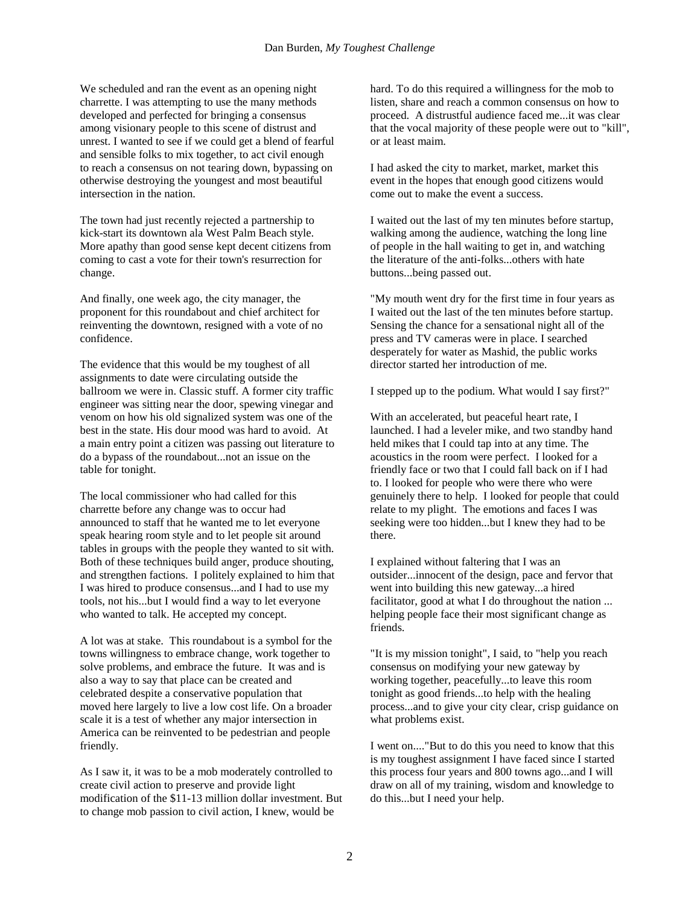We scheduled and ran the event as an opening night charrette. I was attempting to use the many methods developed and perfected for bringing a consensus among visionary people to this scene of distrust and unrest. I wanted to see if we could get a blend of fearful and sensible folks to mix together, to act civil enough to reach a consensus on not tearing down, bypassing on otherwise destroying the youngest and most beautiful intersection in the nation.

The town had just recently rejected a partnership to kick-start its downtown ala West Palm Beach style. More apathy than good sense kept decent citizens from coming to cast a vote for their town's resurrection for change.

And finally, one week ago, the city manager, the proponent for this roundabout and chief architect for reinventing the downtown, resigned with a vote of no confidence.

The evidence that this would be my toughest of all assignments to date were circulating outside the ballroom we were in. Classic stuff. A former city traffic engineer was sitting near the door, spewing vinegar and venom on how his old signalized system was one of the best in the state. His dour mood was hard to avoid. At a main entry point a citizen was passing out literature to do a bypass of the roundabout...not an issue on the table for tonight.

The local commissioner who had called for this charrette before any change was to occur had announced to staff that he wanted me to let everyone speak hearing room style and to let people sit around tables in groups with the people they wanted to sit with. Both of these techniques build anger, produce shouting, and strengthen factions. I politely explained to him that I was hired to produce consensus...and I had to use my tools, not his...but I would find a way to let everyone who wanted to talk. He accepted my concept.

A lot was at stake. This roundabout is a symbol for the towns willingness to embrace change, work together to solve problems, and embrace the future. It was and is also a way to say that place can be created and celebrated despite a conservative population that moved here largely to live a low cost life. On a broader scale it is a test of whether any major intersection in America can be reinvented to be pedestrian and people friendly.

As I saw it, it was to be a mob moderately controlled to create civil action to preserve and provide light modification of the $11-13 million dollar investment. But to change mob passion to civil action, I knew, would be hard. To do this required a willingness for the mob to listen, share and reach a common consensus on how to proceed. A distrustful audience faced me...it was clear that the vocal majority of these people were out to "kill", or at least maim.

I had asked the city to market, market, market this event in the hopes that enough good citizens would come out to make the event a success.

I waited out the last of my ten minutes before startup, walking among the audience, watching the long line of people in the hall waiting to get in, and watching the literature of the anti-folks...others with hate buttons...being passed out.

"My mouth went dry for the first time in four years as I waited out the last of the ten minutes before startup. Sensing the chance for a sensational night all of the press and TV cameras were in place. I searched desperately for water as Mashid, the public works director started her introduction of me.

I stepped up to the podium. What would I say first?"

With an accelerated, but peaceful heart rate, I launched. I had a leveler mike, and two standby hand held mikes that I could tap into at any time. The acoustics in the room were perfect. I looked for a friendly face or two that I could fall back on if I had to. I looked for people who were there who were genuinely there to help. I looked for people that could relate to my plight. The emotions and faces I was seeking were too hidden...but I knew they had to be there.

I explained without faltering that I was an outsider...innocent of the design, pace and fervor that went into building this new gateway...a hired facilitator, good at what I do throughout the nation ... helping people face their most significant change as friends.

"It is my mission tonight", I said, to "help you reach consensus on modifying your new gateway by working together, peacefully...to leave this room tonight as good friends...to help with the healing process...and to give your city clear, crisp guidance on what problems exist.

I went on...."But to do this you need to know that this is my toughest assignment I have faced since I started this process four years and 800 towns ago...and I will draw on all of my training, wisdom and knowledge to do this...but I need your help.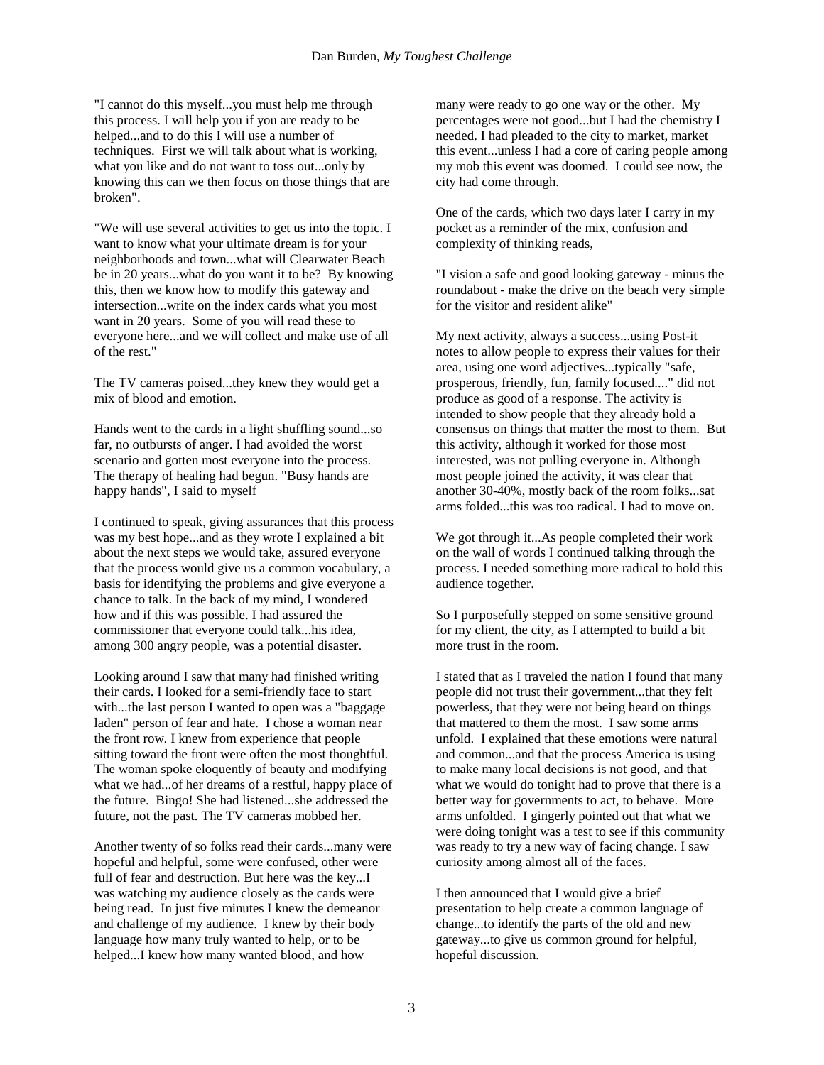"I cannot do this myself...you must help me through this process. I will help you if you are ready to be helped...and to do this I will use a number of techniques. First we will talk about what is working, what you like and do not want to toss out...only by knowing this can we then focus on those things that are broken".

"We will use several activities to get us into the topic. I want to know what your ultimate dream is for your neighborhoods and town...what will Clearwater Beach be in 20 years...what do you want it to be? By knowing this, then we know how to modify this gateway and intersection...write on the index cards what you most want in 20 years. Some of you will read these to everyone here...and we will collect and make use of all of the rest."

The TV cameras poised...they knew they would get a mix of blood and emotion.

Hands went to the cards in a light shuffling sound...so far, no outbursts of anger. I had avoided the worst scenario and gotten most everyone into the process. The therapy of healing had begun. "Busy hands are happy hands", I said to myself

I continued to speak, giving assurances that this process was my best hope...and as they wrote I explained a bit about the next steps we would take, assured everyone that the process would give us a common vocabulary, a basis for identifying the problems and give everyone a chance to talk. In the back of my mind, I wondered how and if this was possible. I had assured the commissioner that everyone could talk...his idea, among 300 angry people, was a potential disaster.

Looking around I saw that many had finished writing their cards. I looked for a semi-friendly face to start with...the last person I wanted to open was a "baggage laden" person of fear and hate. I chose a woman near the front row. I knew from experience that people sitting toward the front were often the most thoughtful. The woman spoke eloquently of beauty and modifying what we had...of her dreams of a restful, happy place of the future. Bingo! She had listened...she addressed the future, not the past. The TV cameras mobbed her.

Another twenty of so folks read their cards...many were hopeful and helpful, some were confused, other were full of fear and destruction. But here was the key...I was watching my audience closely as the cards were being read. In just five minutes I knew the demeanor and challenge of my audience. I knew by their body language how many truly wanted to help, or to be helped...I knew how many wanted blood, and how many were ready to go one way or the other. My percentages were not good...but I had the chemistry I needed. I had pleaded to the city to market, market this event...unless I had a core of caring people among my mob this event was doomed. I could see now, the city had come through.

One of the cards, which two days later I carry in my pocket as a reminder of the mix, confusion and complexity of thinking reads,

"I vision a safe and good looking gateway - minus the roundabout - make the drive on the beach very simple for the visitor and resident alike"

My next activity, always a success...using Post-it notes to allow people to express their values for their area, using one word adjectives...typically "safe, prosperous, friendly, fun, family focused...." did not produce as good of a response. The activity is intended to show people that they already hold a consensus on things that matter the most to them. But this activity, although it worked for those most interested, was not pulling everyone in. Although most people joined the activity, it was clear that another 30-40%, mostly back of the room folks...sat arms folded...this was too radical. I had to move on.

We got through it...As people completed their work on the wall of words I continued talking through the process. I needed something more radical to hold this audience together.

So I purposefully stepped on some sensitive ground for my client, the city, as I attempted to build a bit more trust in the room.

I stated that as I traveled the nation I found that many people did not trust their government...that they felt powerless, that they were not being heard on things that mattered to them the most. I saw some arms unfold. I explained that these emotions were natural and common...and that the process America is using to make many local decisions is not good, and that what we would do tonight had to prove that there is a better way for governments to act, to behave. More arms unfolded. I gingerly pointed out that what we were doing tonight was a test to see if this community was ready to try a new way of facing change. I saw curiosity among almost all of the faces.

I then announced that I would give a brief presentation to help create a common language of change...to identify the parts of the old and new gateway...to give us common ground for helpful, hopeful discussion.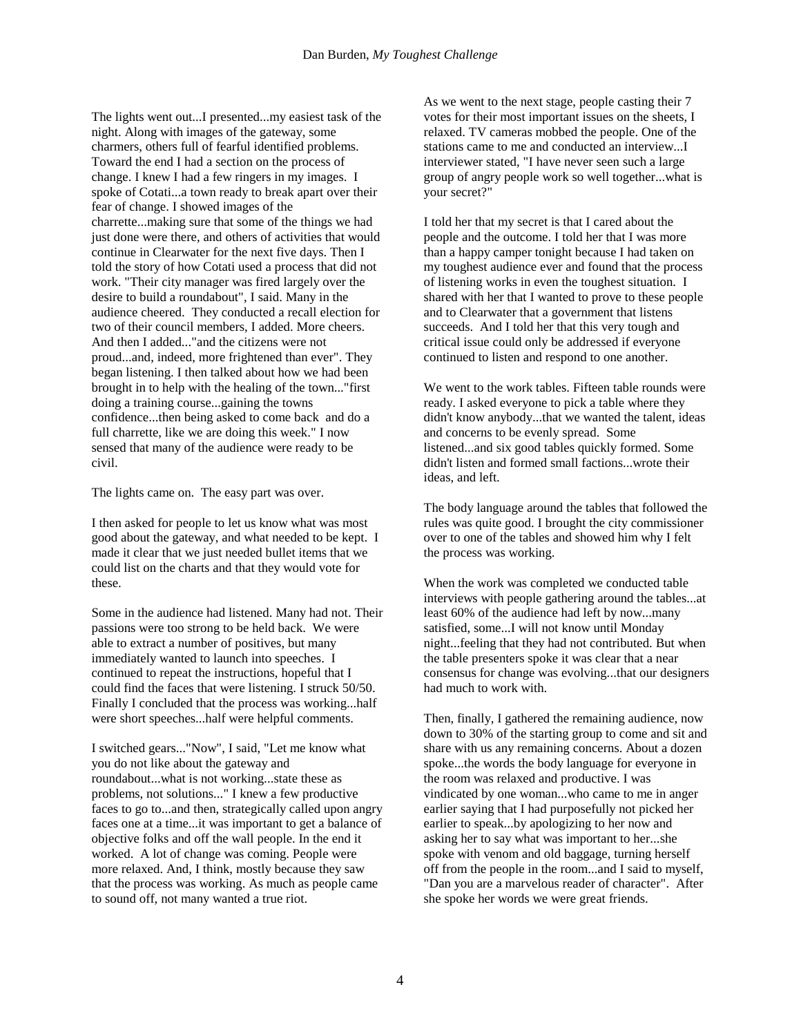The lights went out...I presented...my easiest task of the night. Along with images of the gateway, some charmers, others full of fearful identified problems. Toward the end I had a section on the process of change. I knew I had a few ringers in my images. I spoke of Cotati...a town ready to break apart over their fear of change. I showed images of the charrette...making sure that some of the things we had just done were there, and others of activities that would continue in Clearwater for the next five days. Then I told the story of how Cotati used a process that did not work. "Their city manager was fired largely over the desire to build a roundabout", I said. Many in the audience cheered. They conducted a recall election for two of their council members, I added. More cheers. And then I added..."and the citizens were not proud...and, indeed, more frightened than ever". They began listening. I then talked about how we had been brought in to help with the healing of the town..."first doing a training course...gaining the towns confidence...then being asked to come back and do a full charrette, like we are doing this week." I now sensed that many of the audience were ready to be civil.

The lights came on. The easy part was over.

I then asked for people to let us know what was most good about the gateway, and what needed to be kept. I made it clear that we just needed bullet items that we could list on the charts and that they would vote for these.

Some in the audience had listened. Many had not. Their passions were too strong to be held back. We were able to extract a number of positives, but many immediately wanted to launch into speeches. I continued to repeat the instructions, hopeful that I could find the faces that were listening. I struck 50/50. Finally I concluded that the process was working...half were short speeches...half were helpful comments.

I switched gears..."Now", I said, "Let me know what you do not like about the gateway and roundabout...what is not working...state these as problems, not solutions..." I knew a few productive faces to go to...and then, strategically called upon angry faces one at a time...it was important to get a balance of objective folks and off the wall people. In the end it worked. A lot of change was coming. People were more relaxed. And, I think, mostly because they saw that the process was working. As much as people came to sound off, not many wanted a true riot.

As we went to the next stage, people casting their 7 votes for their most important issues on the sheets, I relaxed. TV cameras mobbed the people. One of the stations came to me and conducted an interview...I interviewer stated, "I have never seen such a large group of angry people work so well together...what is your secret?"

I told her that my secret is that I cared about the people and the outcome. I told her that I was more than a happy camper tonight because I had taken on my toughest audience ever and found that the process of listening works in even the toughest situation. I shared with her that I wanted to prove to these people and to Clearwater that a government that listens succeeds. And I told her that this very tough and critical issue could only be addressed if everyone continued to listen and respond to one another.

We went to the work tables. Fifteen table rounds were ready. I asked everyone to pick a table where they didn't know anybody...that we wanted the talent, ideas and concerns to be evenly spread. Some listened...and six good tables quickly formed. Some didn't listen and formed small factions...wrote their ideas, and left.

The body language around the tables that followed the rules was quite good. I brought the city commissioner over to one of the tables and showed him why I felt the process was working.

When the work was completed we conducted table interviews with people gathering around the tables...at least 60% of the audience had left by now...many satisfied, some...I will not know until Monday night...feeling that they had not contributed. But when the table presenters spoke it was clear that a near consensus for change was evolving...that our designers had much to work with.

Then, finally, I gathered the remaining audience, now down to 30% of the starting group to come and sit and share with us any remaining concerns. About a dozen spoke...the words the body language for everyone in the room was relaxed and productive. I was vindicated by one woman...who came to me in anger earlier saying that I had purposefully not picked her earlier to speak...by apologizing to her now and asking her to say what was important to her...she spoke with venom and old baggage, turning herself off from the people in the room...and I said to myself, "Dan you are a marvelous reader of character". After she spoke her words we were great friends.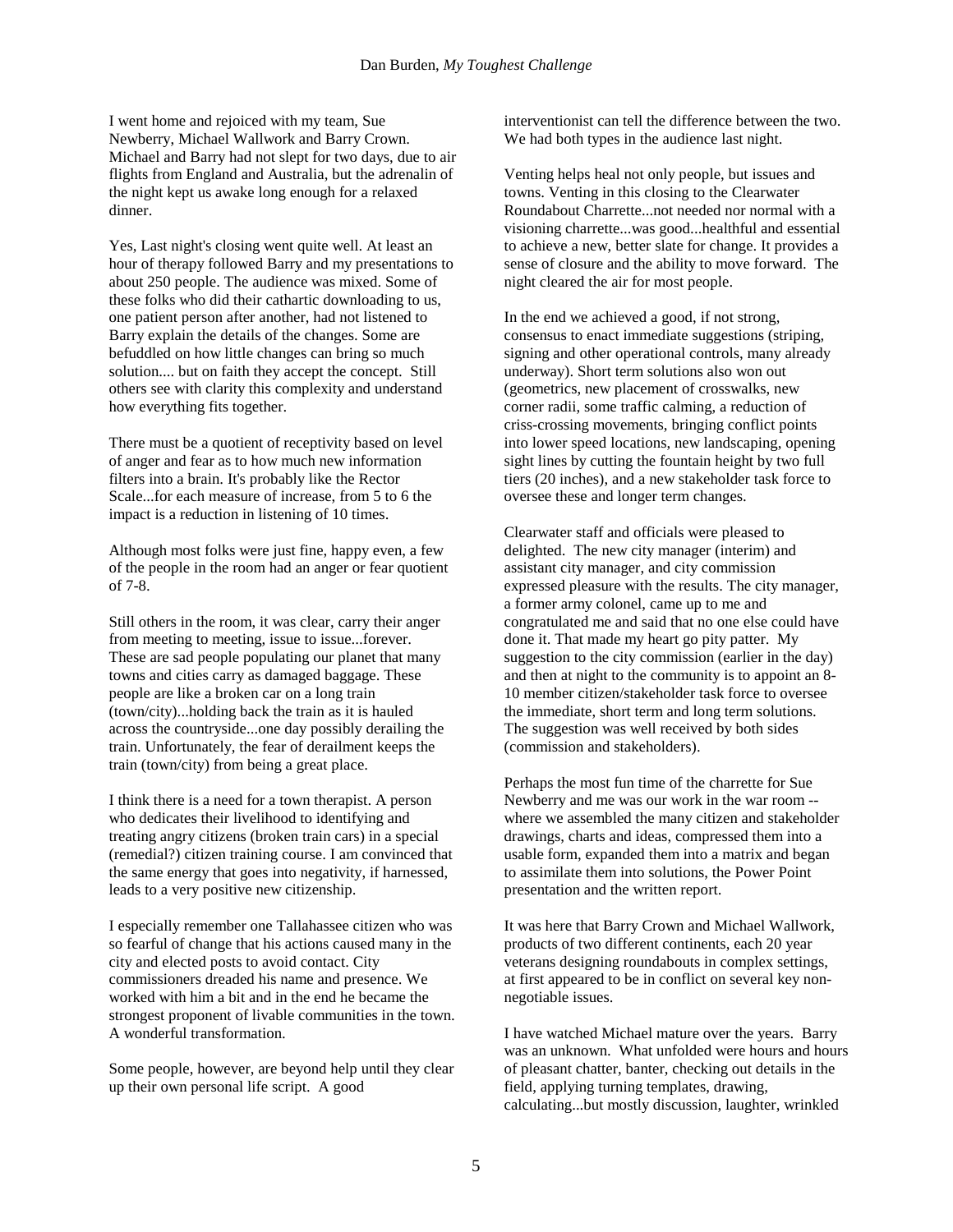I went home and rejoiced with my team, Sue Newberry, Michael Wallwork and Barry Crown. Michael and Barry had not slept for two days, due to air flights from England and Australia, but the adrenalin of the night kept us awake long enough for a relaxed dinner.

Yes, Last night's closing went quite well. At least an hour of therapy followed Barry and my presentations to about 250 people. The audience was mixed. Some of these folks who did their cathartic downloading to us, one patient person after another, had not listened to Barry explain the details of the changes. Some are befuddled on how little changes can bring so much solution.... but on faith they accept the concept. Still others see with clarity this complexity and understand how everything fits together.

There must be a quotient of receptivity based on level of anger and fear as to how much new information filters into a brain. It's probably like the Rector Scale...for each measure of increase, from 5 to 6 the impact is a reduction in listening of 10 times.

Although most folks were just fine, happy even, a few of the people in the room had an anger or fear quotient of 7-8.

Still others in the room, it was clear, carry their anger from meeting to meeting, issue to issue...forever. These are sad people populating our planet that many towns and cities carry as damaged baggage. These people are like a broken car on a long train (town/city)...holding back the train as it is hauled across the countryside...one day possibly derailing the train. Unfortunately, the fear of derailment keeps the train (town/city) from being a great place.

I think there is a need for a town therapist. A person who dedicates their livelihood to identifying and treating angry citizens (broken train cars) in a special (remedial?) citizen training course. I am convinced that the same energy that goes into negativity, if harnessed, leads to a very positive new citizenship.

I especially remember one Tallahassee citizen who was so fearful of change that his actions caused many in the city and elected posts to avoid contact. City commissioners dreaded his name and presence. We worked with him a bit and in the end he became the strongest proponent of livable communities in the town. A wonderful transformation.

Some people, however, are beyond help until they clear up their own personal life script. A good interventionist can tell the difference between the two. We had both types in the audience last night.

Venting helps heal not only people, but issues and towns. Venting in this closing to the Clearwater Roundabout Charrette...not needed nor normal with a visioning charrette...was good...healthful and essential to achieve a new, better slate for change. It provides a sense of closure and the ability to move forward. The night cleared the air for most people.

In the end we achieved a good, if not strong, consensus to enact immediate suggestions (striping, signing and other operational controls, many already underway). Short term solutions also won out (geometrics, new placement of crosswalks, new corner radii, some traffic calming, a reduction of criss-crossing movements, bringing conflict points into lower speed locations, new landscaping, opening sight lines by cutting the fountain height by two full tiers (20 inches), and a new stakeholder task force to oversee these and longer term changes.

Clearwater staff and officials were pleased to delighted. The new city manager (interim) and assistant city manager, and city commission expressed pleasure with the results. The city manager, a former army colonel, came up to me and congratulated me and said that no one else could have done it. That made my heart go pity patter. My suggestion to the city commission (earlier in the day) and then at night to the community is to appoint an 8-10 member citizen/stakeholder task force to oversee the immediate, short term and long term solutions. The suggestion was well received by both sides (commission and stakeholders).

Perhaps the most fun time of the charrette for Sue Newberry and me was our work in the war room -- where we assembled the many citizen and stakeholder drawings, charts and ideas, compressed them into a usable form, expanded them into a matrix and began to assimilate them into solutions, the Power Point presentation and the written report.

It was here that Barry Crown and Michael Wallwork, products of two different continents, each 20 year veterans designing roundabouts in complex settings, at first appeared to be in conflict on several key non-negotiable issues.

I have watched Michael mature over the years. Barry was an unknown. What unfolded were hours and hours of pleasant chatter, banter, checking out details in the field, applying turning templates, drawing, calculating...but mostly discussion, laughter, wrinkled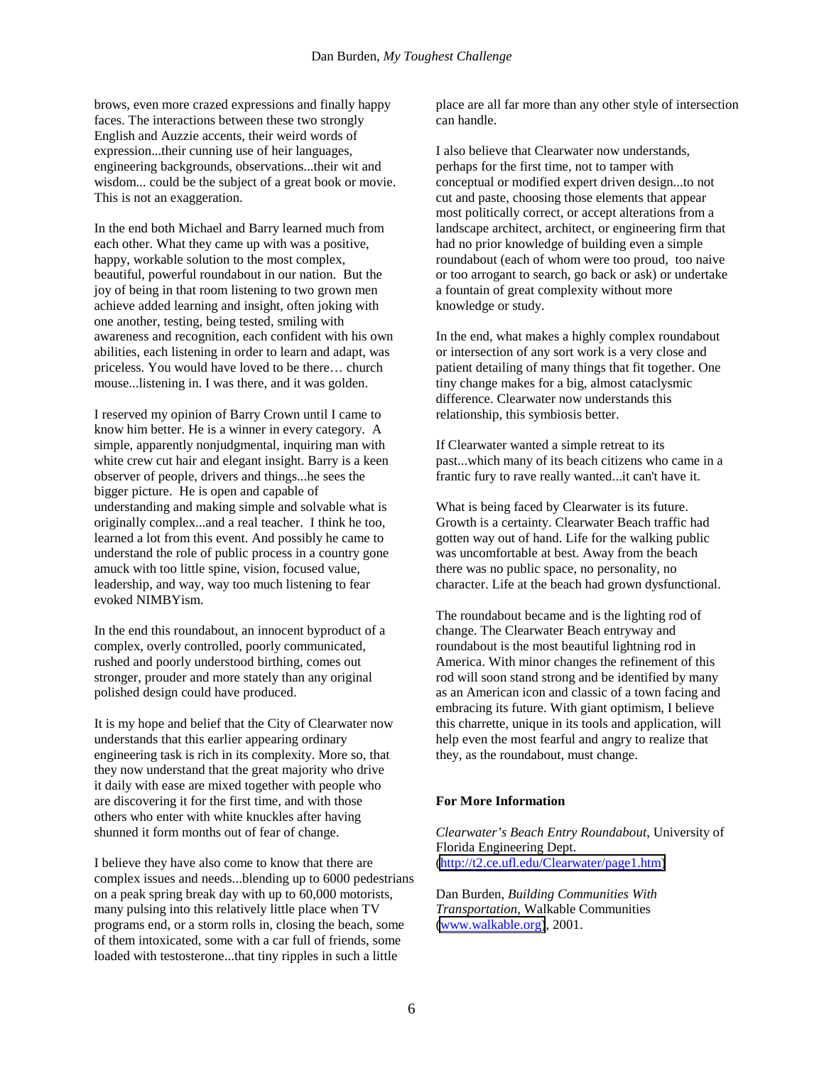brows, even more crazed expressions and finally happy faces. The interactions between these two strongly English and Auzzie accents, their weird words of expression...their cunning use of heir languages, engineering backgrounds, observations...their wit and wisdom... could be the subject of a great book or movie. This is not an exaggeration.

In the end both Michael and Barry learned much from each other. What they came up with was a positive, happy, workable solution to the most complex, beautiful, powerful roundabout in our nation. But the joy of being in that room listening to two grown men achieve added learning and insight, often joking with one another, testing, being tested, smiling with awareness and recognition, each confident with his own abilities, each listening in order to learn and adapt, was priceless. You would have loved to be there… church mouse...listening in. I was there, and it was golden.

I reserved my opinion of Barry Crown until I came to know him better. He is a winner in every category. A simple, apparently nonjudgmental, inquiring man with white crew cut hair and elegant insight. Barry is a keen observer of people, drivers and things...he sees the bigger picture. He is open and capable of understanding and making simple and solvable what is originally complex...and a real teacher. I think he too, learned a lot from this event. And possibly he came to understand the role of public process in a country gone amuck with too little spine, vision, focused value, leadership, and way, way too much listening to fear evoked NIMBYism.

In the end this roundabout, an innocent byproduct of a complex, overly controlled, poorly communicated, rushed and poorly understood birthing, comes out stronger, prouder and more stately than any original polished design could have produced.

It is my hope and belief that the City of Clearwater now understands that this earlier appearing ordinary engineering task is rich in its complexity. More so, that they now understand that the great majority who drive it daily with ease are mixed together with people who are discovering it for the first time, and with those others who enter with white knuckles after having shunned it form months out of fear of change.

I believe they have also come to know that there are complex issues and needs...blending up to 6000 pedestrians on a peak spring break day with up to 60,000 motorists, many pulsing into this relatively little place when TV programs end, or a storm rolls in, closing the beach, some of them intoxicated, some with a car full of friends, some loaded with testosterone...that tiny ripples in such a little place are all far more than any other style of intersection can handle.

I also believe that Clearwater now understands, perhaps for the first time, not to tamper with conceptual or modified expert driven design...to not cut and paste, choosing those elements that appear most politically correct, or accept alterations from a landscape architect, architect, or engineering firm that had no prior knowledge of building even a simple roundabout (each of whom were too proud, too naive or too arrogant to search, go back or ask) or undertake a fountain of great complexity without more knowledge or study.

In the end, what makes a highly complex roundabout or intersection of any sort work is a very close and patient detailing of many things that fit together. One tiny change makes for a big, almost cataclysmic difference. Clearwater now understands this relationship, this symbiosis better.

If Clearwater wanted a simple retreat to its past...which many of its beach citizens who came in a frantic fury to rave really wanted...it can't have it.

What is being faced by Clearwater is its future. Growth is a certainty. Clearwater Beach traffic had gotten way out of hand. Life for the walking public was uncomfortable at best. Away from the beach there was no public space, no personality, no character. Life at the beach had grown dysfunctional.

The roundabout became and is the lighting rod of change. The Clearwater Beach entryway and roundabout is the most beautiful lightning rod in America. With minor changes the refinement of this rod will soon stand strong and be identified by many as an American icon and classic of a town facing and embracing its future. With giant optimism, I believe this charrette, unique in its tools and application, will help even the most fearful and angry to realize that they, as the roundabout, must change.

**For More Information**

*Clearwater's Beach Entry Roundabout*, University of Florida Engineering Dept. (http://t2.ce.ufl.edu/Clearwater/page1.htm)

Dan Burden, *Building Communities With Transportation*, Walkable Communities (www.walkable.org), 2001.